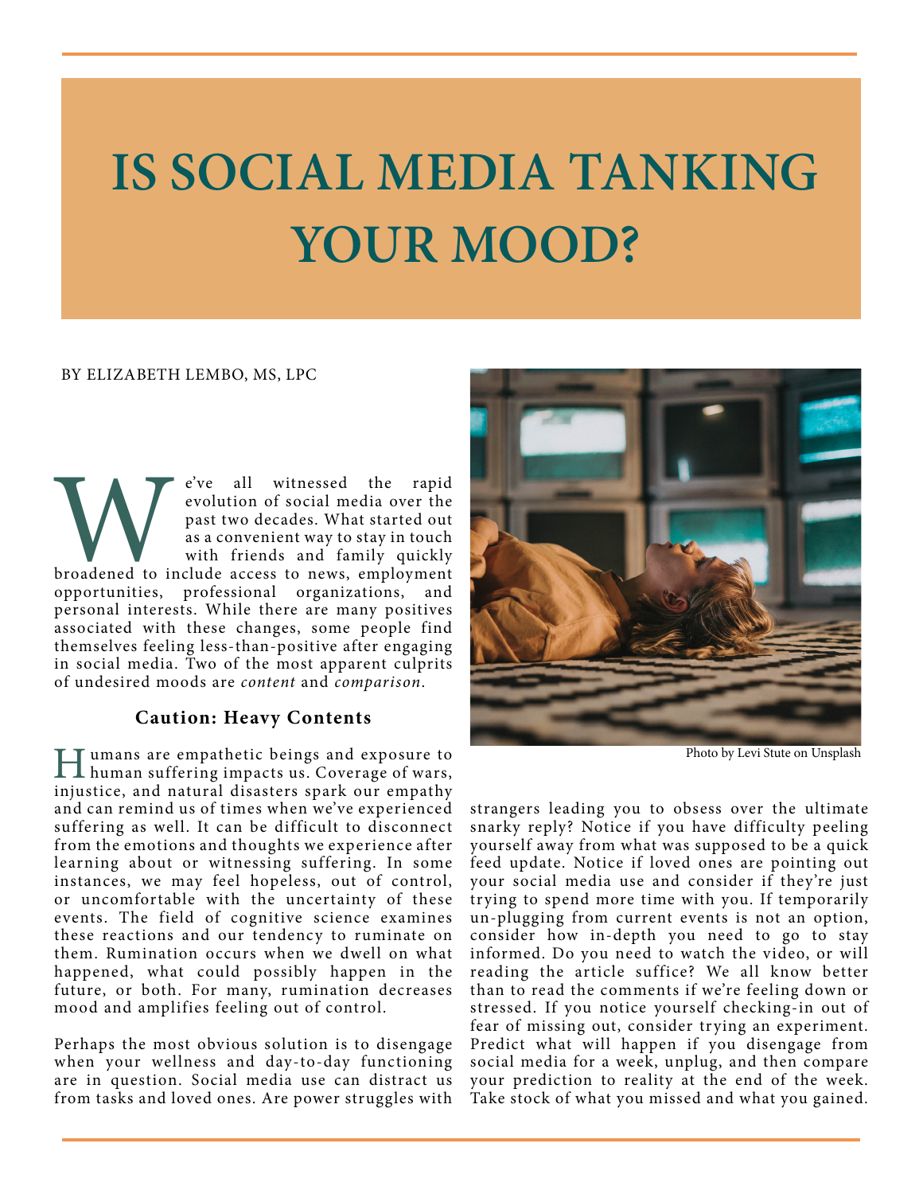# IS SOCIAL MEDIA TANKING YOUR MOOD?

BY ELIZABETH LEMBO, MS, LPC

We've all witnessed the rapid evolution of social media over the past two decades. What started out as a convenient way to stay in touch with friends and family quickly broadened to include access to news, employment opportunities, professional organizations, and personal interests. While there are many positives associated with these changes, some people find themselves feeling less-than-positive after engaging in social media. Two of the most apparent culprits of undesired moods are *content* and *comparison*.

### Caution: Heavy Contents

Humans are empathetic beings and exposure to human suffering impacts us. Coverage of wars, injustice, and natural disasters spark our empathy and can remind us of times when we've experienced suffering as well. It can be difficult to disconnect from the emotions and thoughts we experience after learning about or witnessing suffering. In some instances, we may feel hopeless, out of control, or uncomfortable with the uncertainty of these events. The field of cognitive science examines these reactions and our tendency to ruminate on them. Rumination occurs when we dwell on what happened, what could possibly happen in the future, or both. For many, rumination decreases mood and amplifies feeling out of control.

Perhaps the most obvious solution is to disengage when your wellness and day-to-day functioning are in question. Social media use can distract us from tasks and loved ones. Are power struggles with strangers leading you to obsess over the ultimate snarky reply? Notice if you have difficulty peeling yourself away from what was supposed to be a quick feed update. Notice if loved ones are pointing out your social media use and consider if they're just trying to spend more time with you. If temporarily un-plugging from current events is not an option, consider how in-depth you need to go to stay informed. Do you need to watch the video, or will reading the article suffice? We all know better than to read the comments if we're feeling down or stressed. If you notice yourself checking-in out of fear of missing out, consider trying an experiment. Predict what will happen if you disengage from social media for a week, unplug, and then compare your prediction to reality at the end of the week. Take stock of what you missed and what you gained.

Photo by Levi Stute on Unsplash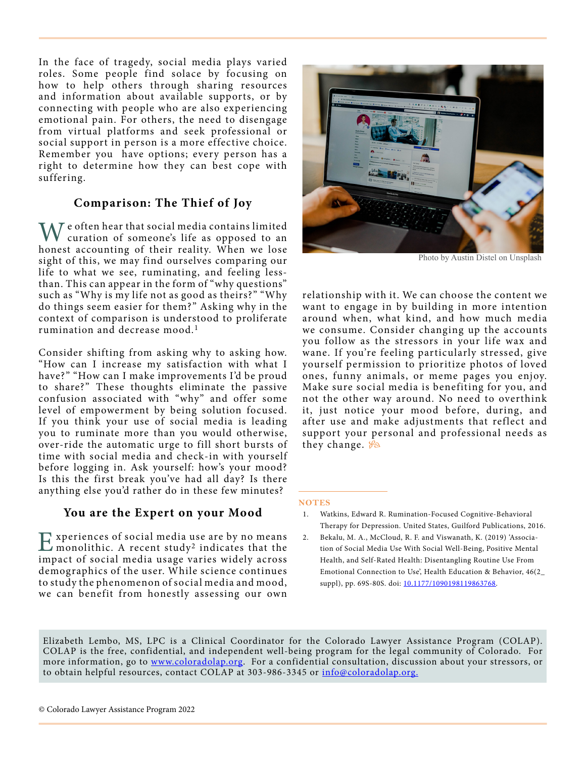In the face of tragedy, social media plays varied roles. Some people find solace by focusing on how to help others through sharing resources and information about available supports, or by connecting with people who are also experiencing emotional pain. For others, the need to disengage from virtual platforms and seek professional or social support in person is a more effective choice. Remember you have options; every person has a right to determine how they can best cope with suffering.

## Comparison: The Thief of Joy

We often hear that social media contains limited curation of someone's life as opposed to an honest accounting of their reality. When we lose sight of this, we may find ourselves comparing our life to what we see, ruminating, and feeling less-than. This can appear in the form of "why questions" such as "Why is my life not as good as theirs?" "Why do things seem easier for them?" Asking why in the context of comparison is understood to proliferate rumination and decrease mood.[1]

Consider shifting from asking why to asking how. "How can I increase my satisfaction with what I have?" "How can I make improvements I'd be proud to share?" These thoughts eliminate the passive confusion associated with "why" and offer some level of empowerment by being solution focused. If you think your use of social media is leading you to ruminate more than you would otherwise, over-ride the automatic urge to fill short bursts of time with social media and check-in with yourself before logging in. Ask yourself: how's your mood? Is this the first break you've had all day? Is there anything else you'd rather do in these few minutes?

## You are the Expert on your Mood

Experiences of social media use are by no means monolithic. A recent study[2] indicates that the impact of social media usage varies widely across demographics of the user. While science continues to study the phenomenon of social media and mood, we can benefit from honestly assessing our own relationship with it. We can choose the content we want to engage in by building in more intention around when, what kind, and how much media we consume. Consider changing up the accounts you follow as the stressors in your life wax and wane. If you're feeling particularly stressed, give yourself permission to prioritize photos of loved ones, funny animals, or meme pages you enjoy. Make sure social media is benefiting for you, and not the other way around. No need to overthink it, just notice your mood before, during, and after use and make adjustments that reflect and support your personal and professional needs as they change.

Photo by Austin Distel on Unsplash

**NOTES**

1. Watkins, Edward R. Rumination-Focused Cognitive-Behavioral Therapy for Depression. United States, Guilford Publications, 2016.
2. Bekalu, M. A., McCloud, R. F. and Viswanath, K. (2019) 'Association of Social Media Use With Social Well-Being, Positive Mental Health, and Self-Rated Health: Disentangling Routine Use From Emotional Connection to Use', Health Education & Behavior, 46(2_suppl), pp. 69S-80S. doi: 10.1177/1090198119863768.

Elizabeth Lembo, MS, LPC is a Clinical Coordinator for the Colorado Lawyer Assistance Program (COLAP). COLAP is the free, confidential, and independent well-being program for the legal community of Colorado. For more information, go to www.coloradolap.org. For a confidential consultation, discussion about your stressors, or to obtain helpful resources, contact COLAP at 303-986-3345 or info@coloradolap.org.

© Colorado Lawyer Assistance Program 2022